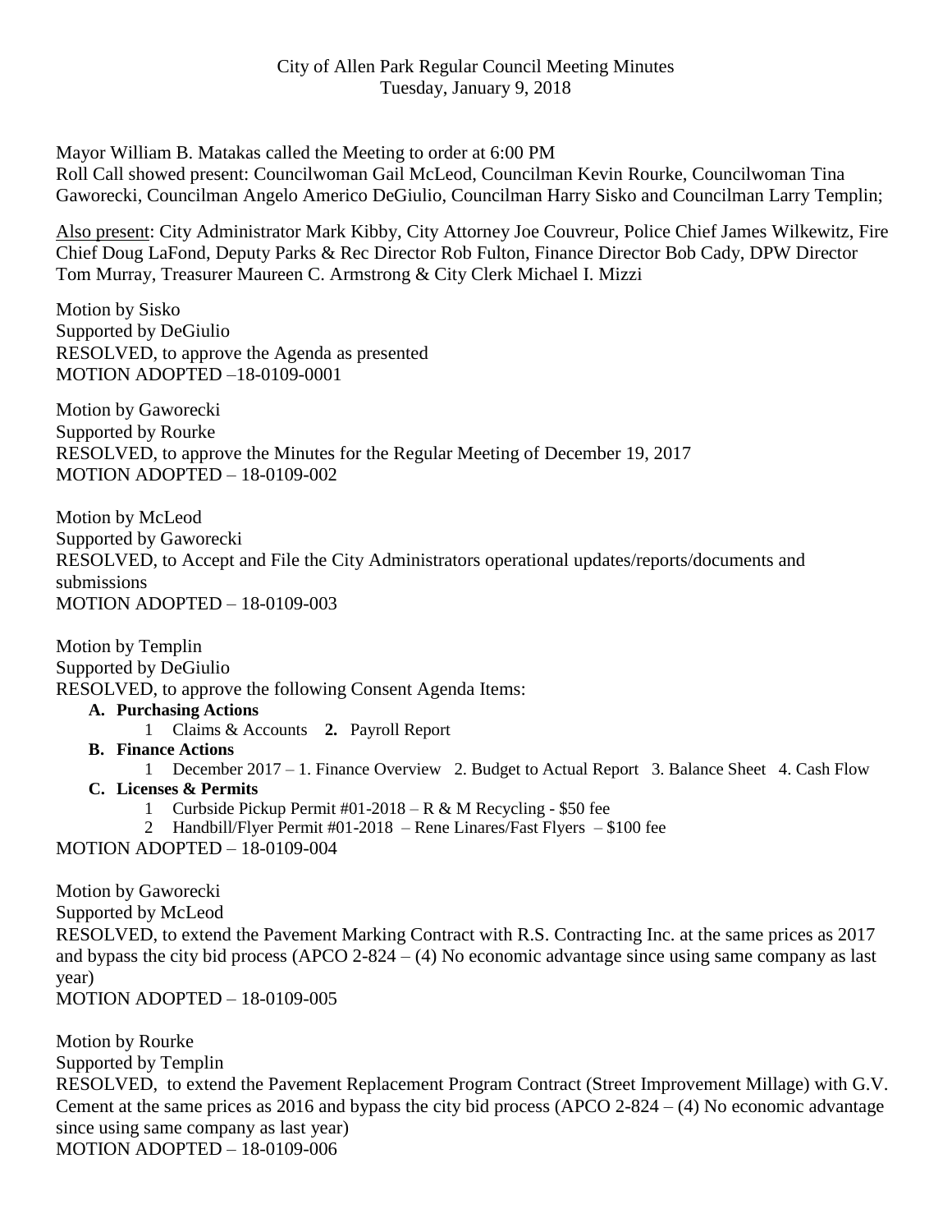City of Allen Park Regular Council Meeting Minutes
Tuesday, January 9, 2018

Mayor William B. Matakas called the Meeting to order at 6:00 PM
Roll Call showed present: Councilwoman Gail McLeod, Councilman Kevin Rourke, Councilwoman Tina Gaworecki, Councilman Angelo Americo DeGiulio, Councilman Harry Sisko and Councilman Larry Templin;

Also present: City Administrator Mark Kibby, City Attorney Joe Couvreur, Police Chief James Wilkewitz, Fire Chief Doug LaFond, Deputy Parks & Rec Director Rob Fulton, Finance Director Bob Cady, DPW Director Tom Murray, Treasurer Maureen C. Armstrong & City Clerk Michael I. Mizzi

Motion by Sisko
Supported by DeGiulio
RESOLVED, to approve the Agenda as presented
MOTION ADOPTED –18-0109-0001

Motion by Gaworecki
Supported by Rourke
RESOLVED, to approve the Minutes for the Regular Meeting of December 19, 2017
MOTION ADOPTED – 18-0109-002

Motion by McLeod
Supported by Gaworecki
RESOLVED, to Accept and File the City Administrators operational updates/reports/documents and submissions
MOTION ADOPTED – 18-0109-003

Motion by Templin
Supported by DeGiulio
RESOLVED, to approve the following Consent Agenda Items:

- **A. Purchasing Actions**
  - 1 Claims & Accounts **2.** Payroll Report
- **B. Finance Actions**
  - 1 December 2017 – 1. Finance Overview 2. Budget to Actual Report 3. Balance Sheet 4. Cash Flow
- **C. Licenses & Permits**
  - 1 Curbside Pickup Permit #01-2018 – R & M Recycling - $50 fee
  - 2 Handbill/Flyer Permit #01-2018 – Rene Linares/Fast Flyers – $100 fee

MOTION ADOPTED – 18-0109-004

Motion by Gaworecki
Supported by McLeod
RESOLVED, to extend the Pavement Marking Contract with R.S. Contracting Inc. at the same prices as 2017 and bypass the city bid process (APCO 2-824 – (4) No economic advantage since using same company as last year)
MOTION ADOPTED – 18-0109-005

Motion by Rourke
Supported by Templin
RESOLVED, to extend the Pavement Replacement Program Contract (Street Improvement Millage) with G.V. Cement at the same prices as 2016 and bypass the city bid process (APCO 2-824 – (4) No economic advantage since using same company as last year)
MOTION ADOPTED – 18-0109-006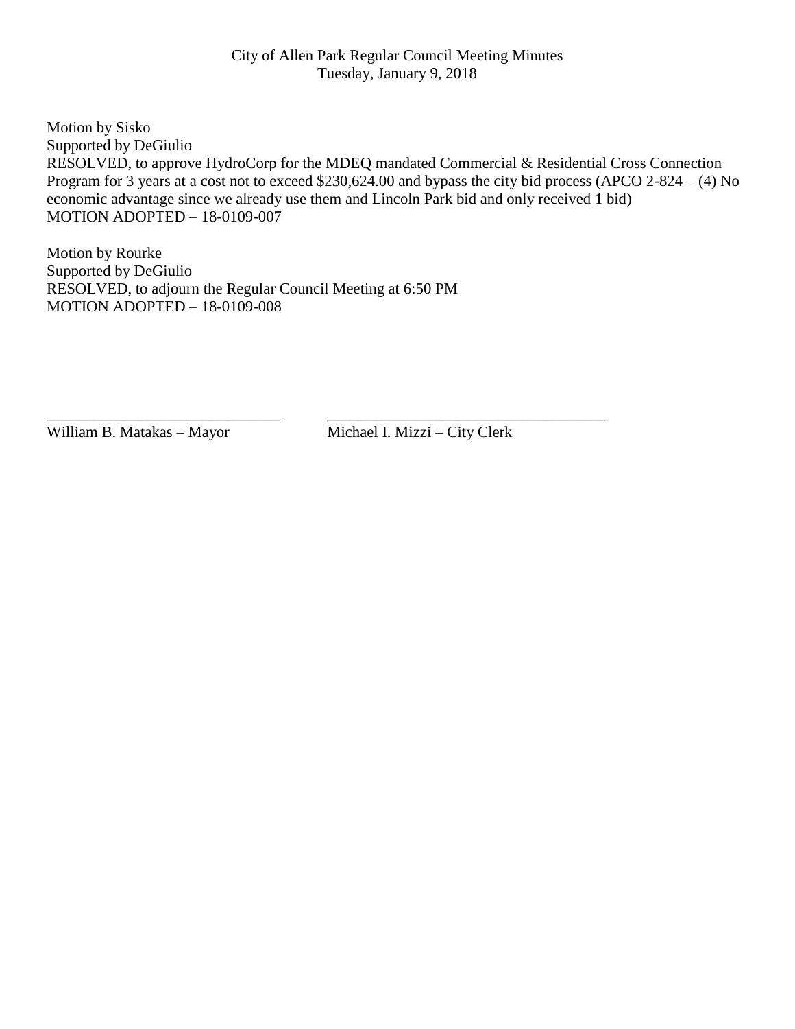City of Allen Park Regular Council Meeting Minutes
Tuesday, January 9, 2018

Motion by Sisko
Supported by DeGiulio
RESOLVED, to approve HydroCorp for the MDEQ mandated Commercial & Residential Cross Connection Program for 3 years at a cost not to exceed $230,624.00 and bypass the city bid process (APCO 2-824 – (4) No economic advantage since we already use them and Lincoln Park bid and only received 1 bid)
MOTION ADOPTED – 18-0109-007

Motion by Rourke
Supported by DeGiulio
RESOLVED, to adjourn the Regular Council Meeting at 6:50 PM
MOTION ADOPTED – 18-0109-008

\_\_\_\_\_\_\_\_\_\_\_\_\_\_\_\_\_\_\_\_\_\_\_\_\_\_\_\_\_\_
William B. Matakas – Mayor

\_\_\_\_\_\_\_\_\_\_\_\_\_\_\_\_\_\_\_\_\_\_\_\_\_\_\_\_\_\_\_\_\_\_\_\_
Michael I. Mizzi – City Clerk